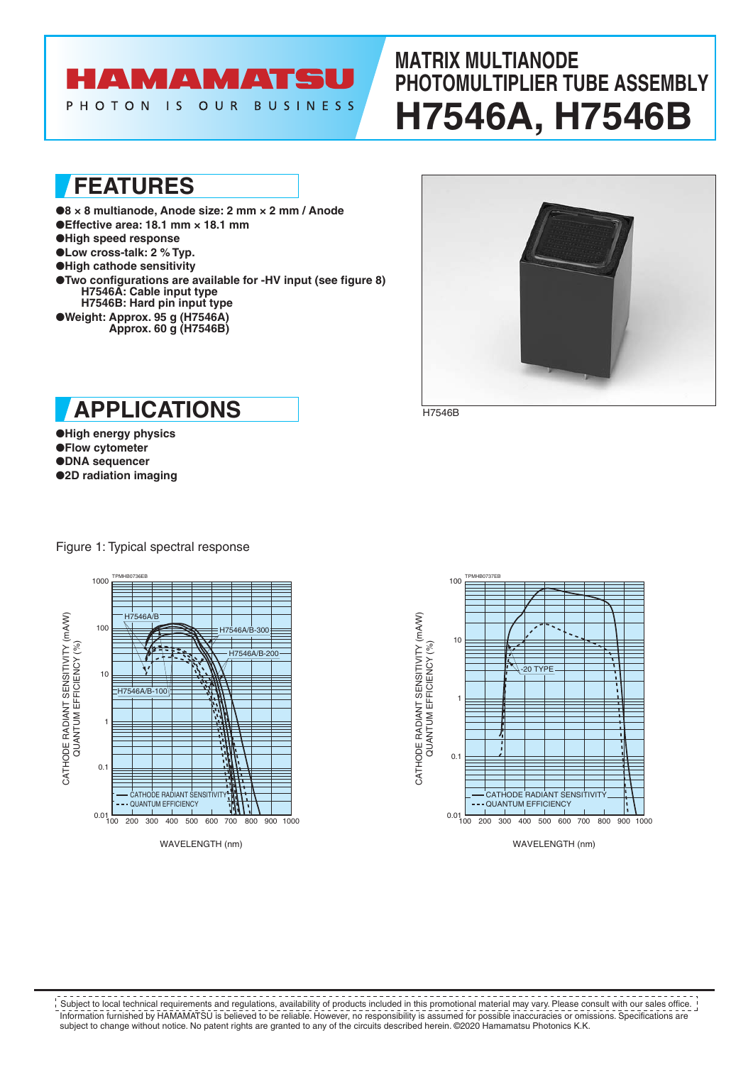# MATRIX MULTIANODE PHOTOMULTIPLIER TUBE ASSEMBLY H7546A, H7546B

## FEATURES

- 8 × 8 multianode, Anode size: 2 mm × 2 mm / Anode
- Effective area: 18.1 mm × 18.1 mm
- High speed response
- Low cross-talk: 2 % Typ.
- High cathode sensitivity
- Two configurations are available for -HV input (see figure 8)
  - H7546A: Cable input type
  - H7546B: Hard pin input type
- Weight: Approx. 95 g (H7546A)
  - Approx. 60 g (H7546B)

H7546B

## APPLICATIONS

- High energy physics
- Flow cytometer
- DNA sequencer
- 2D radiation imaging

Figure 1: Typical spectral response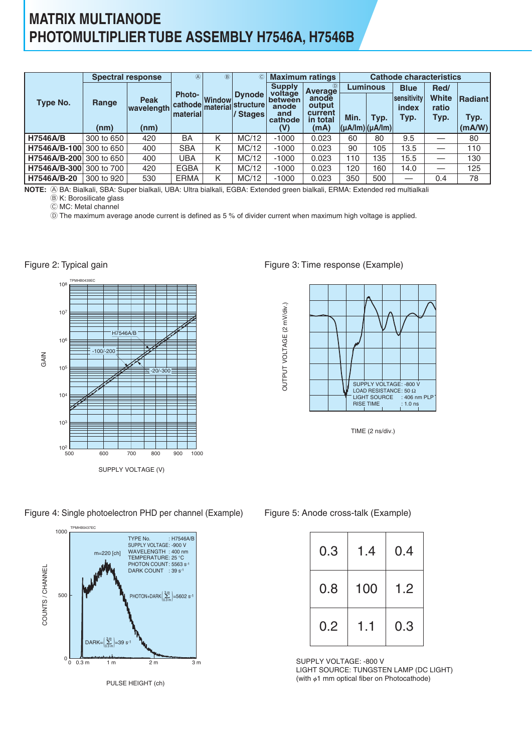# MATRIX MULTIANODE PHOTOMULTIPLIER TUBE ASSEMBLY H7546A, H7546B

| Type No. | Spectral response | | Ⓐ Photo-cathode material | Ⓑ Window material | Ⓒ Dynode structure / Stages | Maximum ratings | | Cathode characteristics | | | | |
|---|---|---|---|---|---|---|---|---|---|---|---|---|
| | Range (nm) | Peak wavelength (nm) | | | | Supply voltage between anode and cathode (V) | Ⓓ Average anode output current in total (mA) | Luminous Min. (μA/lm) | Luminous Typ. (μA/lm) | Blue sensitivity index Typ. | Red/White ratio Typ. | Radiant Typ. (mA/W) |
| H7546A/B | 300 to 650 | 420 | BA | K | MC/12 | -1000 | 0.023 | 60 | 80 | 9.5 | — | 80 |
| H7546A/B-100 | 300 to 650 | 400 | SBA | K | MC/12 | -1000 | 0.023 | 90 | 105 | 13.5 | — | 110 |
| H7546A/B-200 | 300 to 650 | 400 | UBA | K | MC/12 | -1000 | 0.023 | 110 | 135 | 15.5 | — | 130 |
| H7546A/B-300 | 300 to 700 | 420 | EGBA | K | MC/12 | -1000 | 0.023 | 120 | 160 | 14.0 | — | 125 |
| H7546A/B-20 | 300 to 920 | 530 | ERMA | K | MC/12 | -1000 | 0.023 | 350 | 500 | — | 0.4 | 78 |

**NOTE:** Ⓐ BA: Bialkali, SBA: Super bialkali, UBA: Ultra bialkali, EGBA: Extended green bialkali, ERMA: Extended red multialkali
Ⓑ K: Borosilicate glass
Ⓒ MC: Metal channel
Ⓓ The maximum average anode current is defined as 5 % of divider current when maximum high voltage is applied.

Figure 2: Typical gain

Figure 3: Time response (Example)

Figure 4: Single photoelectron PHD per channel (Example)

Figure 5: Anode cross-talk (Example)

| | | |
|---|---|---|
| 0.3 | 1.4 | 0.4 |
| 0.8 | 100 | 1.2 |
| 0.2 | 1.1 | 0.3 |

SUPPLY VOLTAGE: -800 V
LIGHT SOURCE: TUNGSTEN LAMP (DC LIGHT)
(with $\phi$1 mm optical fiber on Photocathode)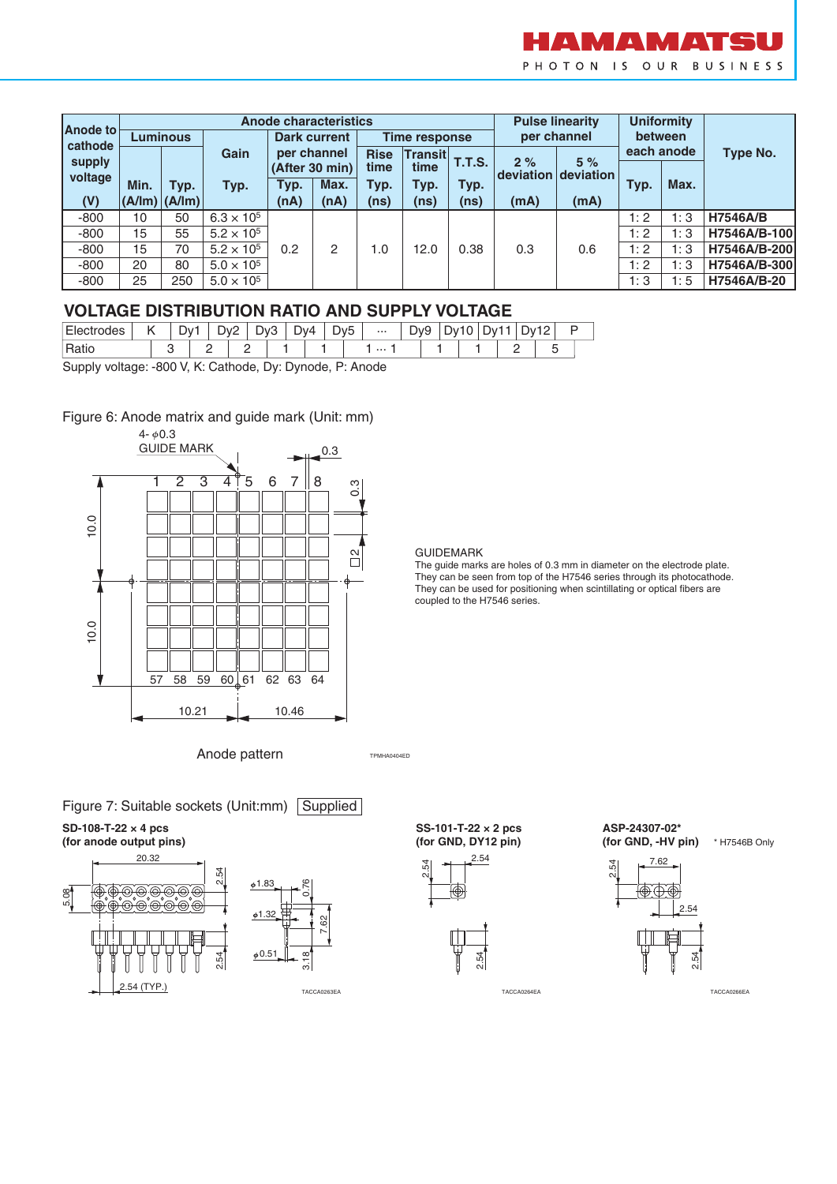| Anode to cathode supply voltage | Anode characteristics | | | | | | | | Pulse linearity per channel | | Uniformity between each anode | | Type No. |
|---|---|---|---|---|---|---|---|---|---|---|---|---|---|
| | Luminous | | Gain | Dark current per channel (After 30 min) | | Time response | | | 2 % deviation | 5 % deviation | | | |
| | Min. | Typ. | Typ. | Typ. | Max. | Rise time Typ. | Transit time Typ. | T.T.S. Typ. | | | Typ. | Max. | |
| (V) | (A/lm) | (A/lm) | | (nA) | (nA) | (ns) | (ns) | (ns) | (mA) | (mA) | | | |
| -800 | 10 | 50 | $6.3 \times 10^5$ | 0.2 | 2 | 1.0 | 12.0 | 0.38 | 0.3 | 0.6 | 1 : 2 | 1 : 3 | **H7546A/B** |
| -800 | 15 | 55 | $5.2 \times 10^5$ | | | | | | | | 1 : 2 | 1 : 3 | **H7546A/B-100** |
| -800 | 15 | 70 | $5.2 \times 10^5$ | | | | | | | | 1 : 2 | 1 : 3 | **H7546A/B-200** |
| -800 | 20 | 80 | $5.0 \times 10^5$ | | | | | | | | 1 : 2 | 1 : 3 | **H7546A/B-300** |
| -800 | 25 | 250 | $5.0 \times 10^5$ | | | | | | | | 1 : 3 | 1 : 5 | **H7546A/B-20** |

## VOLTAGE DISTRIBUTION RATIO AND SUPPLY VOLTAGE

| Electrodes | K | Dy1 | Dy2 | Dy3 | Dy4 | Dy5 | ··· | Dy9 | Dy10 | Dy11 | Dy12 | P |
|---|---|---|---|---|---|---|---|---|---|---|---|---|
| Ratio | 3 | 2 | 2 | 1 | 1 | 1 ··· 1 | | 1 | 1 | 2 | 5 | |

Supply voltage: -800 V, K: Cathode, Dy: Dynode, P: Anode

Figure 6: Anode matrix and guide mark (Unit: mm)

4- φ0.3
GUIDE MARK

Anode pattern

GUIDEMARK
The guide marks are holes of 0.3 mm in diameter on the electrode plate. They can be seen from top of the H7546 series through its photocathode. They can be used for positioning when scintillating or optical fibers are coupled to the H7546 series.

Figure 7: Suitable sockets (Unit:mm) Supplied

**SD-108-T-22 × 4 pcs (for anode output pins)**

**SS-101-T-22 × 2 pcs (for GND, DY12 pin)**

**ASP-24307-02* (for GND, -HV pin)** * H7546B Only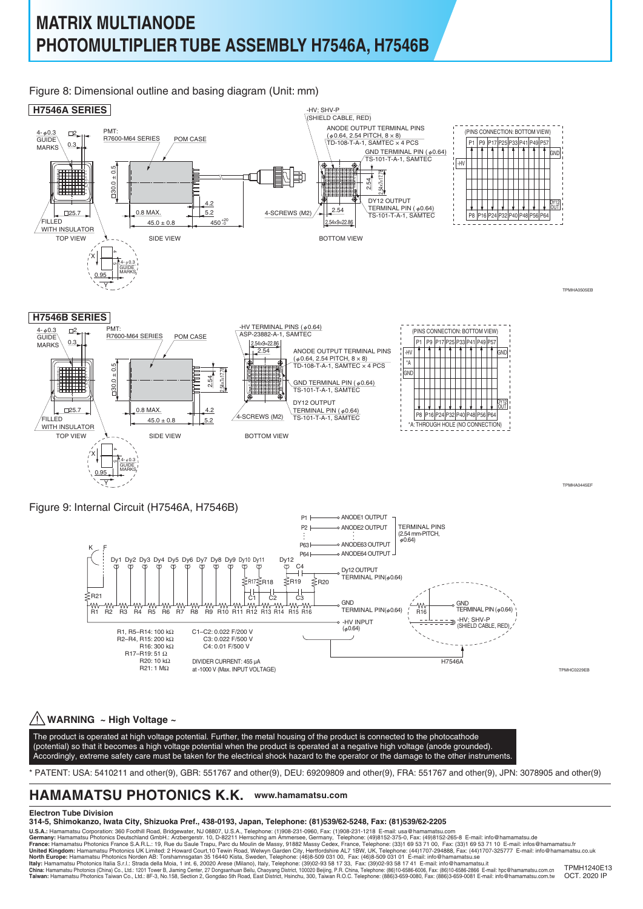# MATRIX MULTIANODE PHOTOMULTIPLIER TUBE ASSEMBLY H7546A, H7546B

Figure 8: Dimensional outline and basing diagram (Unit: mm)

**H7546A SERIES**

4- φ0.3 GUIDE MARKS
□2
0.3
PMT: R7600-M64 SERIES
POM CASE
-HV: SHV-P (SHIELD CABLE, RED)
ANODE OUTPUT TERMINAL PINS (φ0.64, 2.54 PITCH, 8 × 8) TD-108-T-A-1, SAMTEC × 4 PCS
GND TERMINAL PIN (φ0.64) TS-101-T-A-1, SAMTEC
DY12 OUTPUT TERMINAL PIN (φ0.64) TS-101-T-A-1, SAMTEC
4-SCREWS (M2)
□30.0 ± 0.5
□25.7
FILLED WITH INSULATOR
0.8 MAX.
45.0 ± 0.8
4.2
5.2
450 +20 -0
2.54
2.54×7=17.78
2.54×9=22.86
TOP VIEW
SIDE VIEW
BOTTOM VIEW
4- φ0.3 GUIDE MARKS
X
Y
0.95

(PINS CONNECTION: BOTTOM VIEW)
P1 P9 P17 P25 P33 P41 P49 P57
GND
-HV
DY12 OUT
P8 P16 P24 P32 P40 P48 P56 P64

TPMHA0505EB

**H7546B SERIES**

4- φ0.3 GUIDE MARKS
□2
0.3
PMT: R7600-M64 SERIES
POM CASE
-HV TERMINAL PINS (φ0.64) ASP-23882-A-1, SAMTEC
2.54×9=22.86
2.54
ANODE OUTPUT TERMINAL PINS (φ0.64, 2.54 PITCH, 8 × 8) TD-108-T-A-1, SAMTEC × 4 PCS
GND TERMINAL PIN (φ0.64) TS-101-T-A-1, SAMTEC
DY12 OUTPUT TERMINAL PIN (φ0.64) TS-101-T-A-1, SAMTEC
4-SCREWS (M2)
□30.0 ± 0.5
2.54
2.54×7=17.78
□25.7
FILLED WITH INSULATOR
0.8 MAX.
45.0 ± 0.8
4.2
5.2
TOP VIEW
SIDE VIEW
BOTTOM VIEW
4- φ0.3 GUIDE MARKS
X
Y
0.95

(PINS CONNECTION: BOTTOM VIEW)
P1 P9 P17 P25 P33 P41 P49 P57
-HV
*A
GND
GND
DY12 OUT
P8 P16 P24 P32 P40 P48 P56 P64
*A: THROUGH HOLE (NO CONNECTION)

TPMHA0445EF

Figure 9: Internal Circuit (H7546A, H7546B)

P1 — ANODE1 OUTPUT
P2 — ANODE2 OUTPUT
P63 — ANODE63 OUTPUT
P64 — ANODE64 OUTPUT
TERMINAL PINS (2.54 mm-PITCH, φ0.64)
K F
Dy1 Dy2 Dy3 Dy4 Dy5 Dy6 Dy7 Dy8 Dy9 Dy10 Dy11 Dy12
C4
Dy12 OUTPUT TERMINAL PIN(φ0.64)
R17 R18 R19 R20
R21
C1 C2 C3
R1 R2 R3 R4 R5 R6 R7 R8 R9 R10 R11 R12 R13 R14 R15 R16
GND TERMINAL PIN(φ0.64)
-HV INPUT (φ0.64)
R16
GND TERMINAL PIN (φ0.64)
-HV: SHV-P (SHIELD CABLE, RED)
H7546A

R1, R5–R14: 100 kΩ
R2–R4, R15: 200 kΩ
R16: 300 kΩ
R17–R19: 51 Ω
R20: 10 kΩ
R21: 1 MΩ

C1–C2: 0.022 F/200 V
C3: 0.022 F/500 V
C4: 0.01 F/500 V

DIVIDER CURRENT: 455 μA at -1000 V (Max. INPUT VOLTAGE)

TPMHC0229EB

## ⚠ WARNING ~ High Voltage ~

The product is operated at high voltage potential. Further, the metal housing of the product is connected to the photocathode (potential) so that it becomes a high voltage potential when the product is operated at a negative high voltage (anode grounded). Accordingly, extreme safety care must be taken for the electrical shock hazard to the operator or the damage to the other instruments.

* PATENT: USA: 5410211 and other(9), GBR: 551767 and other(9), DEU: 69209809 and other(9), FRA: 551767 and other(9), JPN: 3078905 and other(9)

## HAMAMATSU PHOTONICS K.K. www.hamamatsu.com

**Electron Tube Division**
**314-5, Shimokanzo, Iwata City, Shizuoka Pref., 438-0193, Japan, Telephone: (81)539/62-5248, Fax: (81)539/62-2205**

**U.S.A.:** Hamamatsu Corporation: 360 Foothill Road, Bridgewater, NJ 08807, U.S.A., Telephone: (1)908-231-0960, Fax: (1)908-231-1218 E-mail: usa@hamamatsu.com
**Germany:** Hamamatsu Photonics Deutschland GmbH.: Arzbergerstr. 10, D-82211 Herrsching am Ammersee, Germany, Telephone: (49)8152-375-0, Fax: (49)8152-265-8 E-mail: info@hamamatsu.de
**France:** Hamamatsu Photonics France S.A.R.L.: 19, Rue du Saule Trapu, Parc du Moulin de Massy, 91882 Massy Cedex, France, Telephone: (33)1 69 53 71 00, Fax: (33)1 69 53 71 10 E-mail: infos@hamamatsu.fr
**United Kingdom:** Hamamatsu Photonics UK Limited: 2 Howard Court,10 Tewin Road, Welwyn Garden City, Hertfordshire AL7 1BW, UK, Telephone: (44)1707-294888, Fax: (44)1707-325777 E-mail: info@hamamatsu.co.uk
**North Europe:** Hamamatsu Photonics Norden AB: Torshamnsgatan 35 16440 Kista, Sweden, Telephone: (46)8-509 031 00, Fax: (46)8-509 031 01 E-mail: info@hamamatsu.se
**Italy:** Hamamatsu Photonics Italia S.r.l.: Strada della Moia, 1 int. 6, 20020 Arese (Milano), Italy, Telephone: (39)02-93 58 17 33, Fax: (39)02-93 58 17 41 E-mail: info@hamamatsu.it
**China:** Hamamatsu Photonics (China) Co., Ltd.: 1201 Tower B, Jiaming Center, 27 Dongsanhuan Beilu, Chaoyang District, 100020 Beijing, P.R. China, Telephone: (86)10-6586-6006, Fax: (86)10-6586-2866 E-mail: hpc@hamamatsu.com.cn
**Taiwan:** Hamamatsu Photonics Taiwan Co., Ltd.: 8F-3, No.158, Section 2, Gongdao 5th Road, East District, Hsinchu, 300, Taiwan R.O.C. Telephone: (886)3-659-0080, Fax: (886)3-659-0081 E-mail: info@hamamatsu.com.tw

TPMH1240E13
OCT. 2020 IP